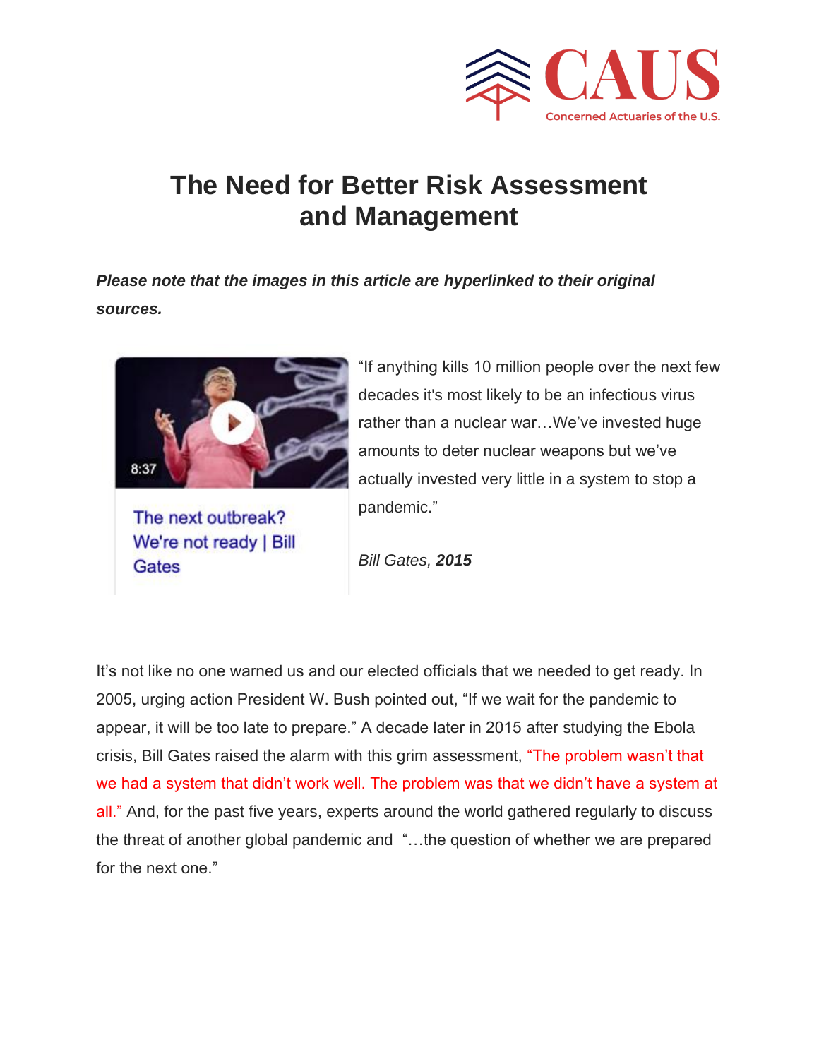# The Need for Better Risk Assessment and Management

***Please note that the images in this article are hyperlinked to their original sources.***

The next outbreak? We're not ready | Bill Gates

"If anything kills 10 million people over the next few decades it's most likely to be an infectious virus rather than a nuclear war…We've invested huge amounts to deter nuclear weapons but we've actually invested very little in a system to stop a pandemic."

*Bill Gates, **2015***

It's not like no one warned us and our elected officials that we needed to get ready. In 2005, urging action President W. Bush pointed out, "If we wait for the pandemic to appear, it will be too late to prepare." A decade later in 2015 after studying the Ebola crisis, Bill Gates raised the alarm with this grim assessment, "The problem wasn't that we had a system that didn't work well. The problem was that we didn't have a system at all." And, for the past five years, experts around the world gathered regularly to discuss the threat of another global pandemic and "…the question of whether we are prepared for the next one."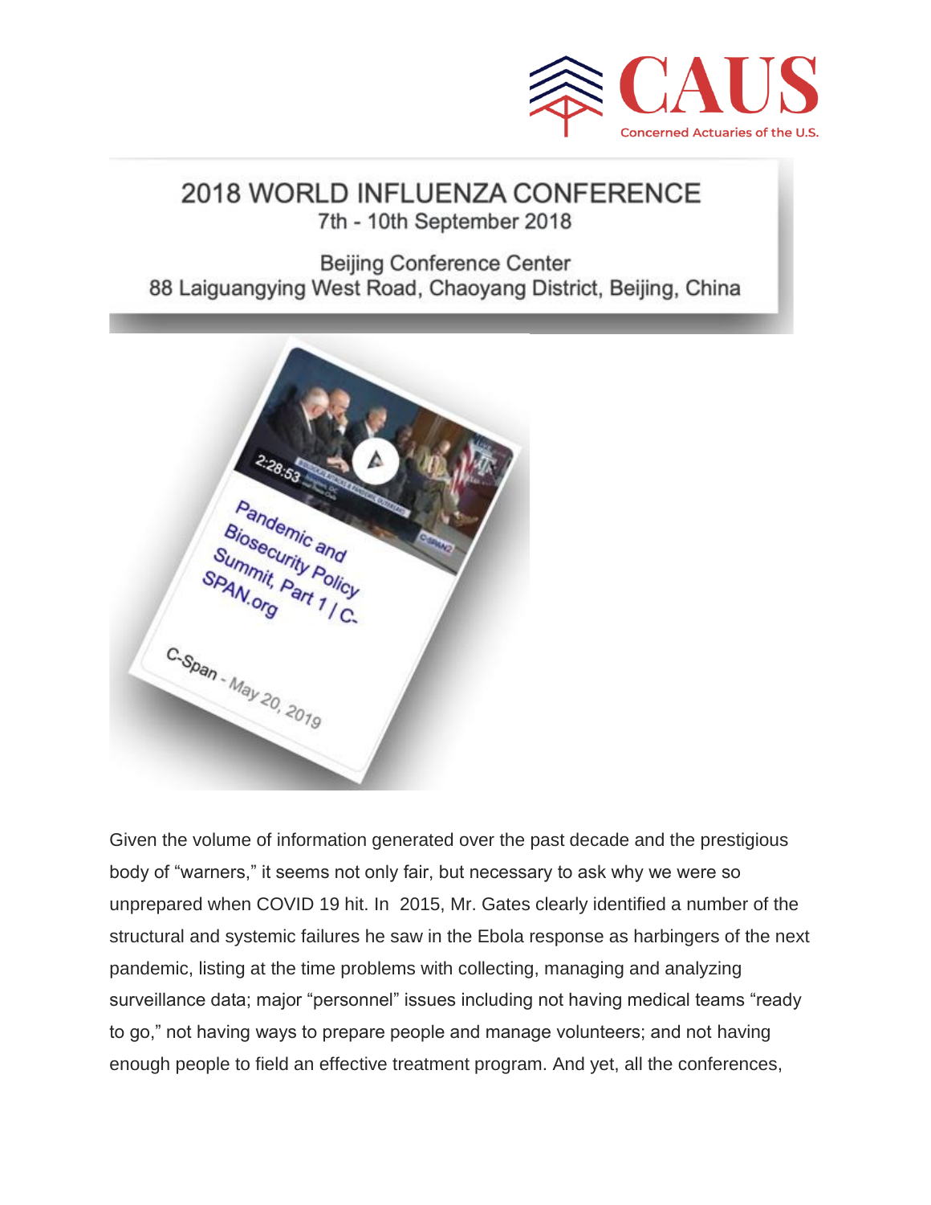2018 WORLD INFLUENZA CONFERENCE
7th - 10th September 2018

Beijing Conference Center
88 Laiguangying West Road, Chaoyang District, Beijing, China

Pandemic and Biosecurity Policy Summit, Part 1 / C-SPAN.org

C-Span - May 20, 2019

Given the volume of information generated over the past decade and the prestigious body of "warners," it seems not only fair, but necessary to ask why we were so unprepared when COVID 19 hit. In 2015, Mr. Gates clearly identified a number of the structural and systemic failures he saw in the Ebola response as harbingers of the next pandemic, listing at the time problems with collecting, managing and analyzing surveillance data; major "personnel" issues including not having medical teams "ready to go," not having ways to prepare people and manage volunteers; and not having enough people to field an effective treatment program. And yet, all the conferences,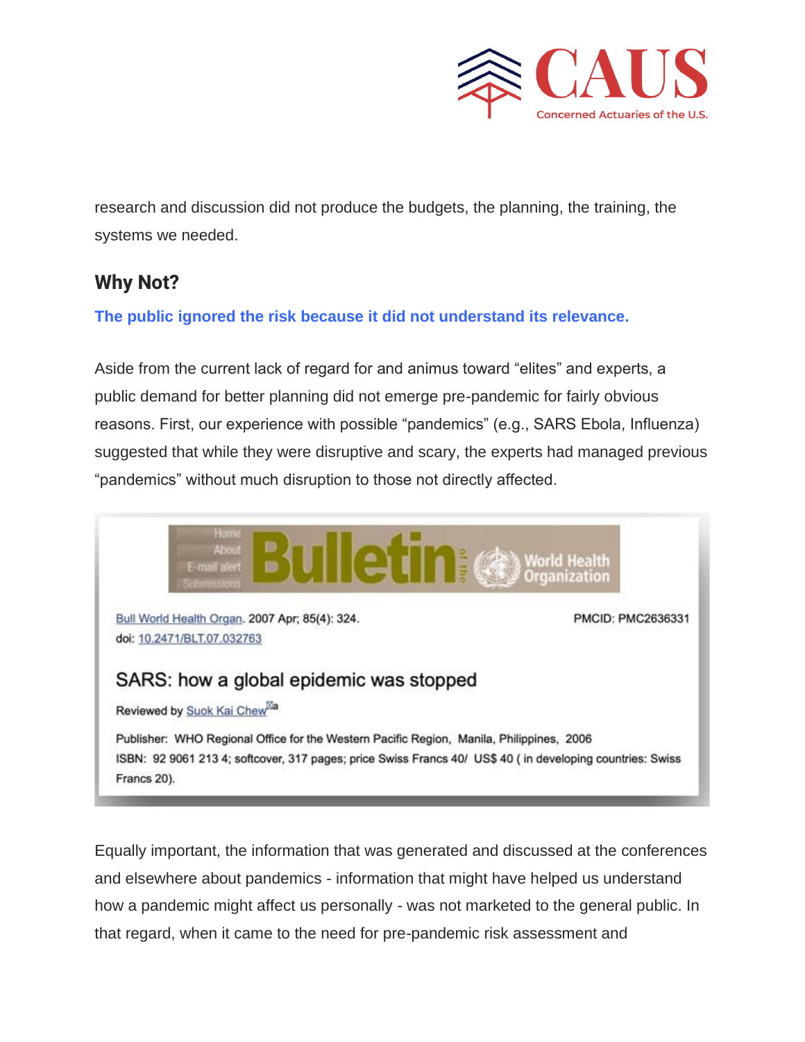research and discussion did not produce the budgets, the planning, the training, the systems we needed.

## Why Not?

**The public ignored the risk because it did not understand its relevance.**

Aside from the current lack of regard for and animus toward "elites" and experts, a public demand for better planning did not emerge pre-pandemic for fairly obvious reasons. First, our experience with possible "pandemics" (e.g., SARS Ebola, Influenza) suggested that while they were disruptive and scary, the experts had managed previous "pandemics" without much disruption to those not directly affected.

Home
About
E-mail alert
Submissions

Bulletin of the World Health Organization

Bull World Health Organ. 2007 Apr; 85(4): 324.
doi: 10.2471/BLT.07.032763

PMCID: PMC2636331

SARS: how a global epidemic was stopped

Reviewed by Suok Kai Chew[a]

Publisher: WHO Regional Office for the Western Pacific Region, Manila, Philippines, 2006
ISBN: 92 9061 213 4; softcover, 317 pages; price Swiss Francs 40/ US$ 40 ( in developing countries: Swiss Francs 20).

Equally important, the information that was generated and discussed at the conferences and elsewhere about pandemics - information that might have helped us understand how a pandemic might affect us personally - was not marketed to the general public. In that regard, when it came to the need for pre-pandemic risk assessment and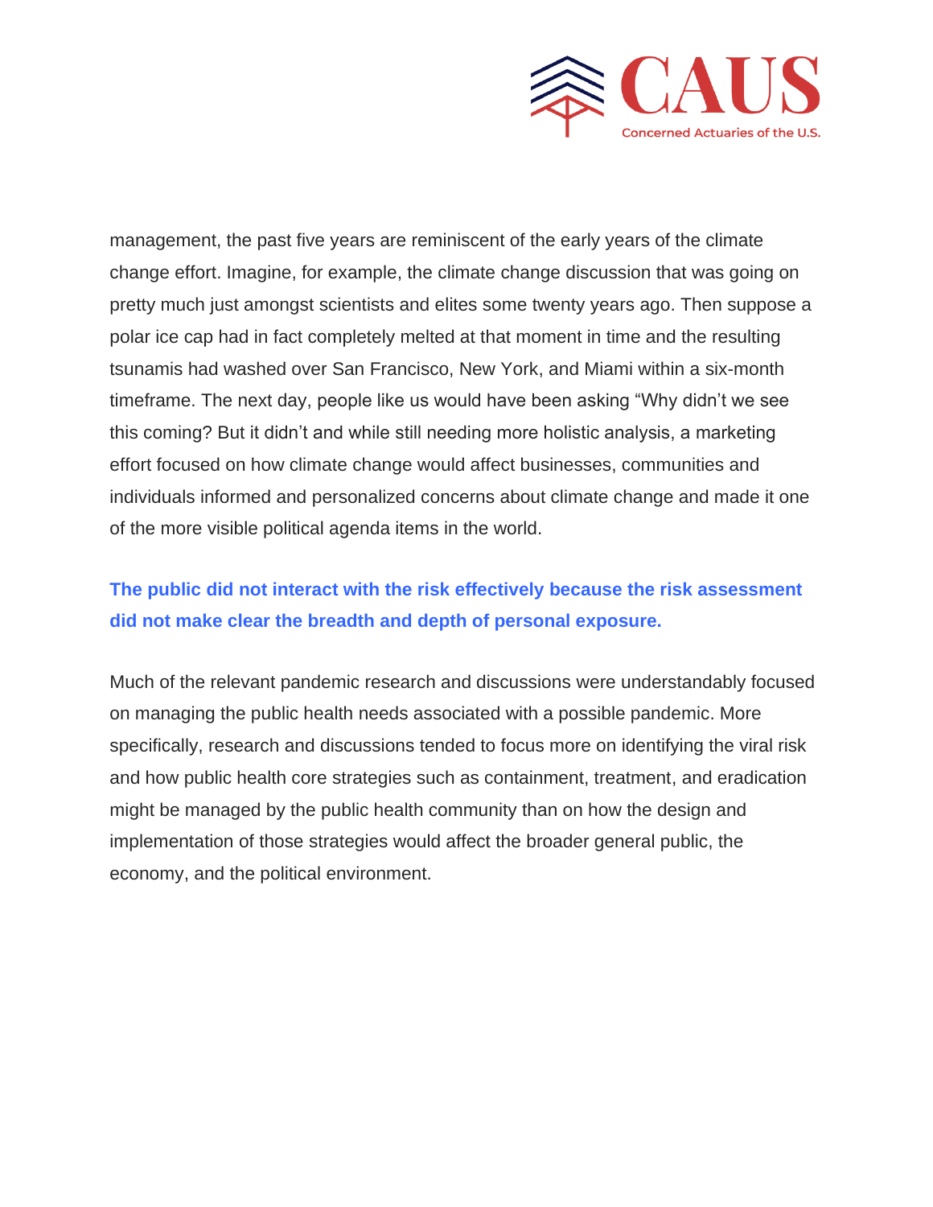management, the past five years are reminiscent of the early years of the climate change effort. Imagine, for example, the climate change discussion that was going on pretty much just amongst scientists and elites some twenty years ago. Then suppose a polar ice cap had in fact completely melted at that moment in time and the resulting tsunamis had washed over San Francisco, New York, and Miami within a six-month timeframe. The next day, people like us would have been asking "Why didn't we see this coming? But it didn't and while still needing more holistic analysis, a marketing effort focused on how climate change would affect businesses, communities and individuals informed and personalized concerns about climate change and made it one of the more visible political agenda items in the world.

**The public did not interact with the risk effectively because the risk assessment did not make clear the breadth and depth of personal exposure.**

Much of the relevant pandemic research and discussions were understandably focused on managing the public health needs associated with a possible pandemic. More specifically, research and discussions tended to focus more on identifying the viral risk and how public health core strategies such as containment, treatment, and eradication might be managed by the public health community than on how the design and implementation of those strategies would affect the broader general public, the economy, and the political environment.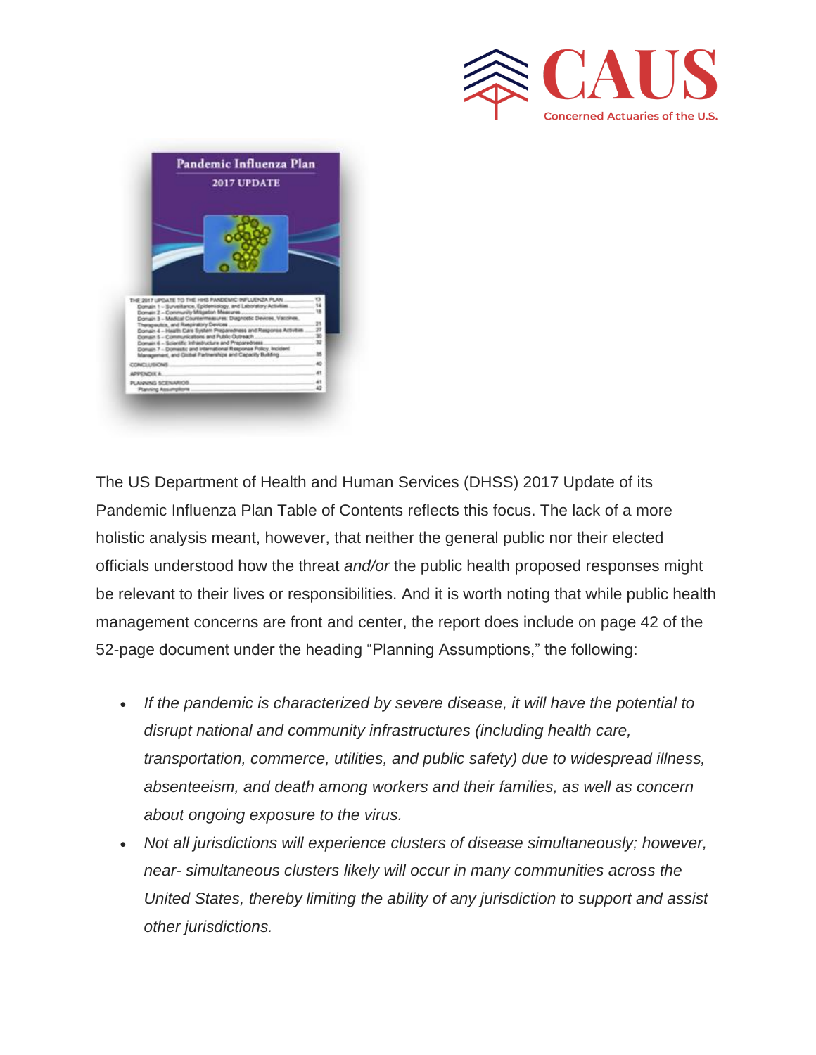The US Department of Health and Human Services (DHSS) 2017 Update of its Pandemic Influenza Plan Table of Contents reflects this focus. The lack of a more holistic analysis meant, however, that neither the general public nor their elected officials understood how the threat *and/or* the public health proposed responses might be relevant to their lives or responsibilities. And it is worth noting that while public health management concerns are front and center, the report does include on page 42 of the 52-page document under the heading "Planning Assumptions," the following:

- *If the pandemic is characterized by severe disease, it will have the potential to disrupt national and community infrastructures (including health care, transportation, commerce, utilities, and public safety) due to widespread illness, absenteeism, and death among workers and their families, as well as concern about ongoing exposure to the virus.*
- *Not all jurisdictions will experience clusters of disease simultaneously; however, near- simultaneous clusters likely will occur in many communities across the United States, thereby limiting the ability of any jurisdiction to support and assist other jurisdictions.*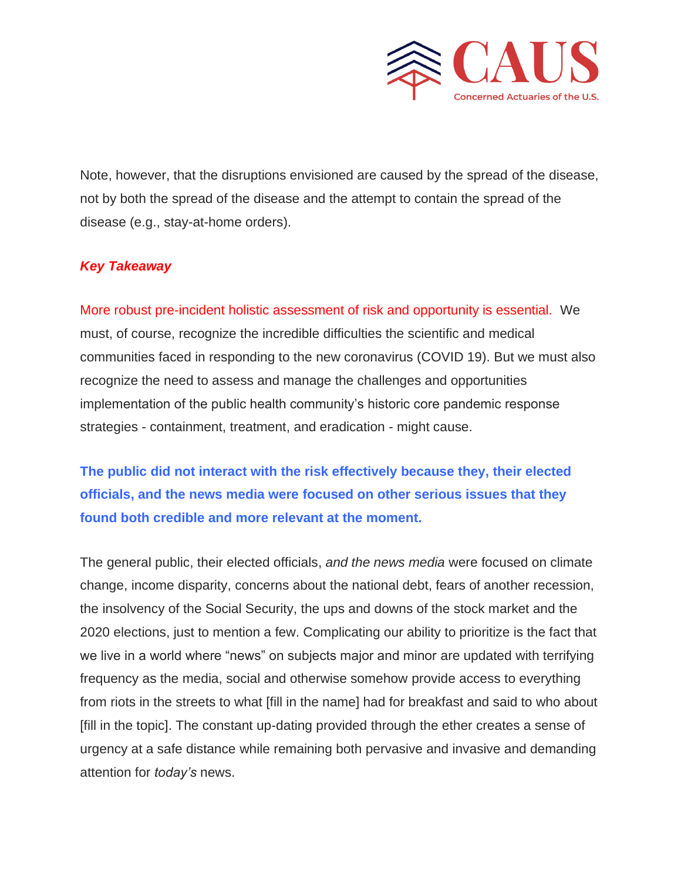Note, however, that the disruptions envisioned are caused by the spread of the disease, not by both the spread of the disease and the attempt to contain the spread of the disease (e.g., stay-at-home orders).

***Key Takeaway***

More robust pre-incident holistic assessment of risk and opportunity is essential. We must, of course, recognize the incredible difficulties the scientific and medical communities faced in responding to the new coronavirus (COVID 19). But we must also recognize the need to assess and manage the challenges and opportunities implementation of the public health community's historic core pandemic response strategies - containment, treatment, and eradication - might cause.

**The public did not interact with the risk effectively because they, their elected officials, and the news media were focused on other serious issues that they found both credible and more relevant at the moment.**

The general public, their elected officials, *and the news media* were focused on climate change, income disparity, concerns about the national debt, fears of another recession, the insolvency of the Social Security, the ups and downs of the stock market and the 2020 elections, just to mention a few. Complicating our ability to prioritize is the fact that we live in a world where "news" on subjects major and minor are updated with terrifying frequency as the media, social and otherwise somehow provide access to everything from riots in the streets to what [fill in the name] had for breakfast and said to who about [fill in the topic]. The constant up-dating provided through the ether creates a sense of urgency at a safe distance while remaining both pervasive and invasive and demanding attention for *today's* news.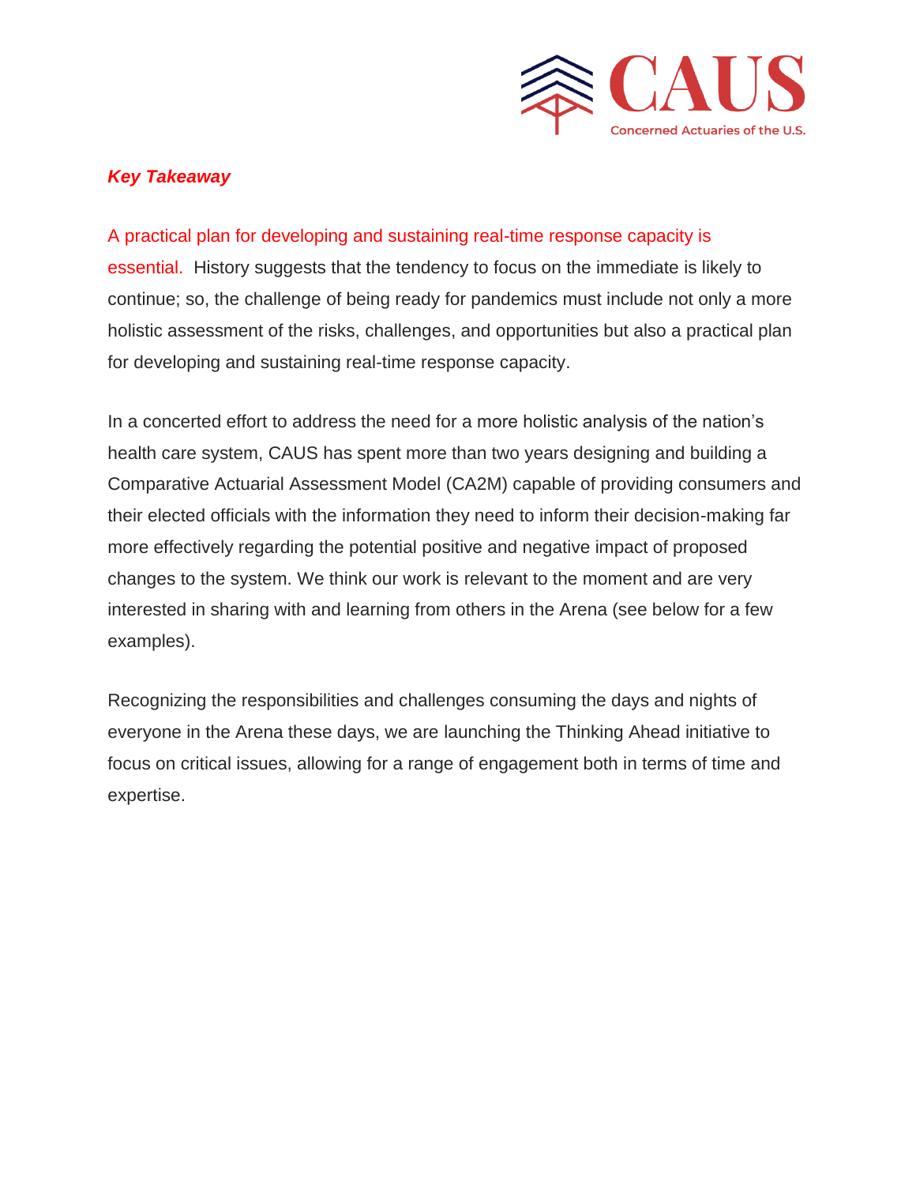***Key Takeaway***

A practical plan for developing and sustaining real-time response capacity is essential. History suggests that the tendency to focus on the immediate is likely to continue; so, the challenge of being ready for pandemics must include not only a more holistic assessment of the risks, challenges, and opportunities but also a practical plan for developing and sustaining real-time response capacity.

In a concerted effort to address the need for a more holistic analysis of the nation's health care system, CAUS has spent more than two years designing and building a Comparative Actuarial Assessment Model (CA2M) capable of providing consumers and their elected officials with the information they need to inform their decision-making far more effectively regarding the potential positive and negative impact of proposed changes to the system. We think our work is relevant to the moment and are very interested in sharing with and learning from others in the Arena (see below for a few examples).

Recognizing the responsibilities and challenges consuming the days and nights of everyone in the Arena these days, we are launching the Thinking Ahead initiative to focus on critical issues, allowing for a range of engagement both in terms of time and expertise.